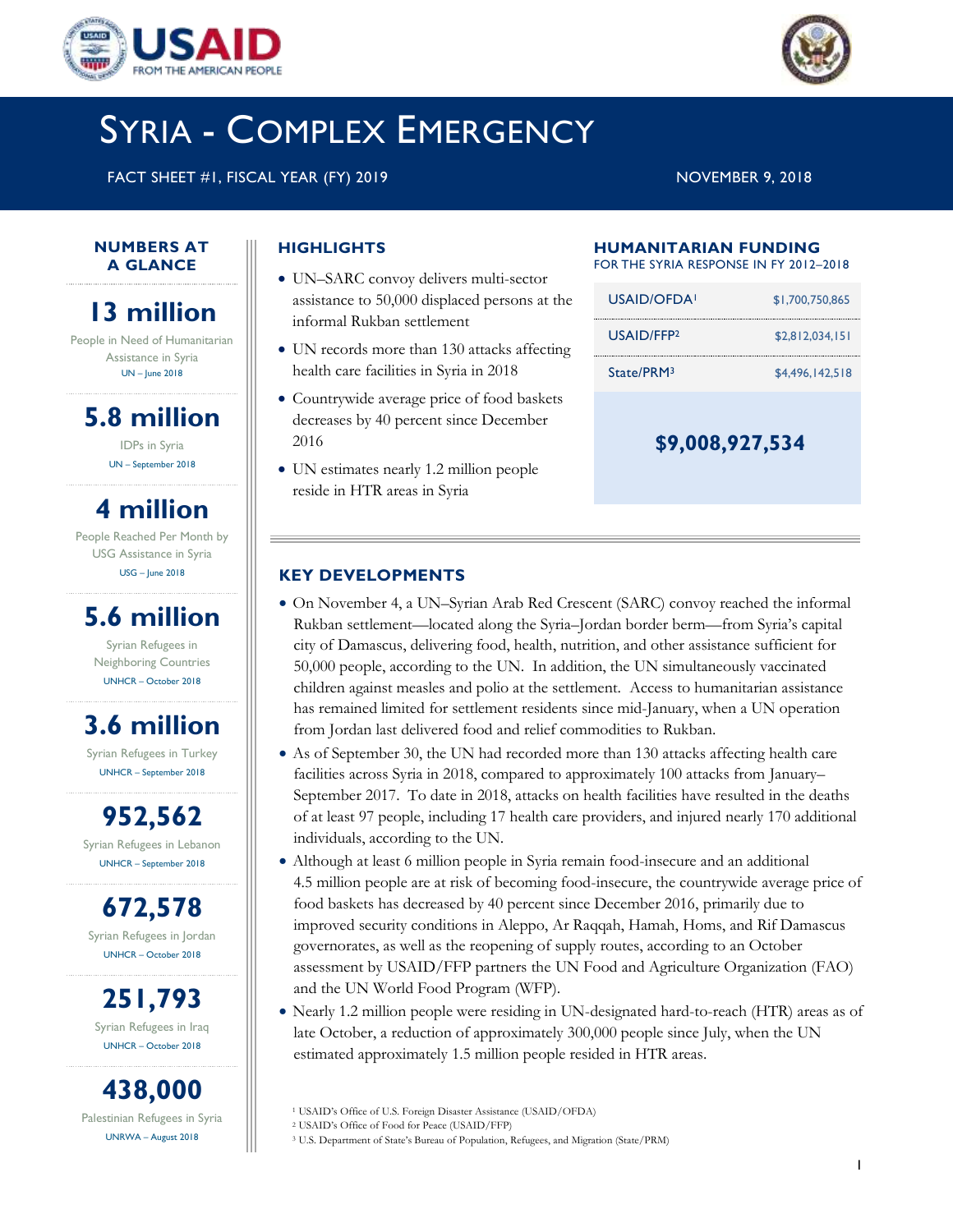# SYRIA - COMPLEX EMERGENCY

FACT SHEET #1, FISCAL YEAR (FY) 2019 — NOVEMBER 9, 2018

## NUMBERS AT A GLANCE

**13 million**
People in Need of Humanitarian Assistance in Syria
UN – June 2018

**5.8 million**
IDPs in Syria
UN – September 2018

**4 million**
People Reached Per Month by USG Assistance in Syria
USG – June 2018

**5.6 million**
Syrian Refugees in Neighboring Countries
UNHCR – October 2018

**3.6 million**
Syrian Refugees in Turkey
UNHCR – September 2018

**952,562**
Syrian Refugees in Lebanon
UNHCR – September 2018

**672,578**
Syrian Refugees in Jordan
UNHCR – October 2018

**251,793**
Syrian Refugees in Iraq
UNHCR – October 2018

**438,000**
Palestinian Refugees in Syria
UNRWA – August 2018

## HIGHLIGHTS

- UN–SARC convoy delivers multi-sector assistance to 50,000 displaced persons at the informal Rukban settlement
- UN records more than 130 attacks affecting health care facilities in Syria in 2018
- Countrywide average price of food baskets decreases by 40 percent since December 2016
- UN estimates nearly 1.2 million people reside in HTR areas in Syria

## HUMANITARIAN FUNDING

FOR THE SYRIA RESPONSE IN FY 2012–2018

| | |
|---|---|
| USAID/OFDA[1] | $1,700,750,865 |
| USAID/FFP[2] | $2,812,034,151 |
| State/PRM[3] | $4,496,142,518 |
| **Total** | **$9,008,927,534** |

## KEY DEVELOPMENTS

- On November 4, a UN–Syrian Arab Red Crescent (SARC) convoy reached the informal Rukban settlement—located along the Syria–Jordan border berm—from Syria's capital city of Damascus, delivering food, health, nutrition, and other assistance sufficient for 50,000 people, according to the UN. In addition, the UN simultaneously vaccinated children against measles and polio at the settlement. Access to humanitarian assistance has remained limited for settlement residents since mid-January, when a UN operation from Jordan last delivered food and relief commodities to Rukban.
- As of September 30, the UN had recorded more than 130 attacks affecting health care facilities across Syria in 2018, compared to approximately 100 attacks from January–September 2017. To date in 2018, attacks on health facilities have resulted in the deaths of at least 97 people, including 17 health care providers, and injured nearly 170 additional individuals, according to the UN.
- Although at least 6 million people in Syria remain food-insecure and an additional 4.5 million people are at risk of becoming food-insecure, the countrywide average price of food baskets has decreased by 40 percent since December 2016, primarily due to improved security conditions in Aleppo, Ar Raqqah, Hamah, Homs, and Rif Damascus governorates, as well as the reopening of supply routes, according to an October assessment by USAID/FFP partners the UN Food and Agriculture Organization (FAO) and the UN World Food Program (WFP).
- Nearly 1.2 million people were residing in UN-designated hard-to-reach (HTR) areas as of late October, a reduction of approximately 300,000 people since July, when the UN estimated approximately 1.5 million people resided in HTR areas.

[1] USAID's Office of U.S. Foreign Disaster Assistance (USAID/OFDA)
[2] USAID's Office of Food for Peace (USAID/FFP)
[3] U.S. Department of State's Bureau of Population, Refugees, and Migration (State/PRM)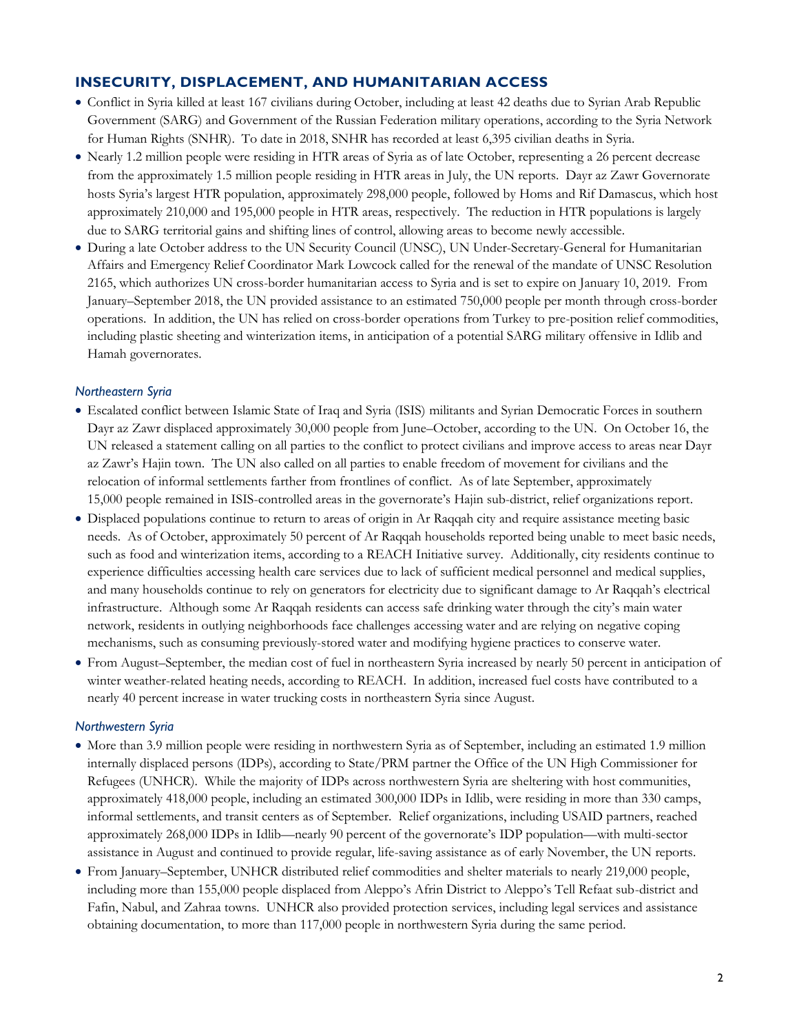## INSECURITY, DISPLACEMENT, AND HUMANITARIAN ACCESS

- Conflict in Syria killed at least 167 civilians during October, including at least 42 deaths due to Syrian Arab Republic Government (SARG) and Government of the Russian Federation military operations, according to the Syria Network for Human Rights (SNHR). To date in 2018, SNHR has recorded at least 6,395 civilian deaths in Syria.
- Nearly 1.2 million people were residing in HTR areas of Syria as of late October, representing a 26 percent decrease from the approximately 1.5 million people residing in HTR areas in July, the UN reports. Dayr az Zawr Governorate hosts Syria's largest HTR population, approximately 298,000 people, followed by Homs and Rif Damascus, which host approximately 210,000 and 195,000 people in HTR areas, respectively. The reduction in HTR populations is largely due to SARG territorial gains and shifting lines of control, allowing areas to become newly accessible.
- During a late October address to the UN Security Council (UNSC), UN Under-Secretary-General for Humanitarian Affairs and Emergency Relief Coordinator Mark Lowcock called for the renewal of the mandate of UNSC Resolution 2165, which authorizes UN cross-border humanitarian access to Syria and is set to expire on January 10, 2019. From January–September 2018, the UN provided assistance to an estimated 750,000 people per month through cross-border operations. In addition, the UN has relied on cross-border operations from Turkey to pre-position relief commodities, including plastic sheeting and winterization items, in anticipation of a potential SARG military offensive in Idlib and Hamah governorates.

### *Northeastern Syria*

- Escalated conflict between Islamic State of Iraq and Syria (ISIS) militants and Syrian Democratic Forces in southern Dayr az Zawr displaced approximately 30,000 people from June–October, according to the UN. On October 16, the UN released a statement calling on all parties to the conflict to protect civilians and improve access to areas near Dayr az Zawr's Hajin town. The UN also called on all parties to enable freedom of movement for civilians and the relocation of informal settlements farther from frontlines of conflict. As of late September, approximately 15,000 people remained in ISIS-controlled areas in the governorate's Hajin sub-district, relief organizations report.
- Displaced populations continue to return to areas of origin in Ar Raqqah city and require assistance meeting basic needs. As of October, approximately 50 percent of Ar Raqqah households reported being unable to meet basic needs, such as food and winterization items, according to a REACH Initiative survey. Additionally, city residents continue to experience difficulties accessing health care services due to lack of sufficient medical personnel and medical supplies, and many households continue to rely on generators for electricity due to significant damage to Ar Raqqah's electrical infrastructure. Although some Ar Raqqah residents can access safe drinking water through the city's main water network, residents in outlying neighborhoods face challenges accessing water and are relying on negative coping mechanisms, such as consuming previously-stored water and modifying hygiene practices to conserve water.
- From August–September, the median cost of fuel in northeastern Syria increased by nearly 50 percent in anticipation of winter weather-related heating needs, according to REACH. In addition, increased fuel costs have contributed to a nearly 40 percent increase in water trucking costs in northeastern Syria since August.

### *Northwestern Syria*

- More than 3.9 million people were residing in northwestern Syria as of September, including an estimated 1.9 million internally displaced persons (IDPs), according to State/PRM partner the Office of the UN High Commissioner for Refugees (UNHCR). While the majority of IDPs across northwestern Syria are sheltering with host communities, approximately 418,000 people, including an estimated 300,000 IDPs in Idlib, were residing in more than 330 camps, informal settlements, and transit centers as of September. Relief organizations, including USAID partners, reached approximately 268,000 IDPs in Idlib—nearly 90 percent of the governorate's IDP population—with multi-sector assistance in August and continued to provide regular, life-saving assistance as of early November, the UN reports.
- From January–September, UNHCR distributed relief commodities and shelter materials to nearly 219,000 people, including more than 155,000 people displaced from Aleppo's Afrin District to Aleppo's Tell Refaat sub-district and Fafin, Nabul, and Zahraa towns. UNHCR also provided protection services, including legal services and assistance obtaining documentation, to more than 117,000 people in northwestern Syria during the same period.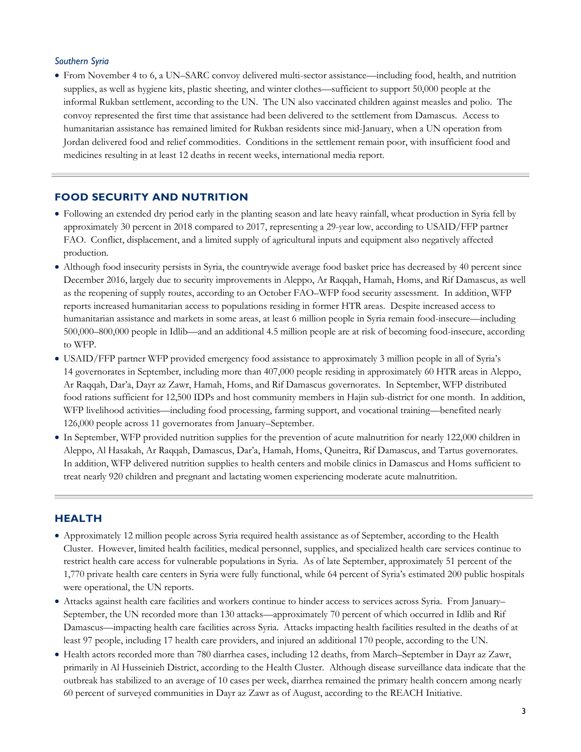*Southern Syria*

- From November 4 to 6, a UN–SARC convoy delivered multi-sector assistance—including food, health, and nutrition supplies, as well as hygiene kits, plastic sheeting, and winter clothes—sufficient to support 50,000 people at the informal Rukban settlement, according to the UN. The UN also vaccinated children against measles and polio. The convoy represented the first time that assistance had been delivered to the settlement from Damascus. Access to humanitarian assistance has remained limited for Rukban residents since mid-January, when a UN operation from Jordan delivered food and relief commodities. Conditions in the settlement remain poor, with insufficient food and medicines resulting in at least 12 deaths in recent weeks, international media report.

## FOOD SECURITY AND NUTRITION

- Following an extended dry period early in the planting season and late heavy rainfall, wheat production in Syria fell by approximately 30 percent in 2018 compared to 2017, representing a 29-year low, according to USAID/FFP partner FAO. Conflict, displacement, and a limited supply of agricultural inputs and equipment also negatively affected production.
- Although food insecurity persists in Syria, the countrywide average food basket price has decreased by 40 percent since December 2016, largely due to security improvements in Aleppo, Ar Raqqah, Hamah, Homs, and Rif Damascus, as well as the reopening of supply routes, according to an October FAO–WFP food security assessment. In addition, WFP reports increased humanitarian access to populations residing in former HTR areas. Despite increased access to humanitarian assistance and markets in some areas, at least 6 million people in Syria remain food-insecure—including 500,000–800,000 people in Idlib—and an additional 4.5 million people are at risk of becoming food-insecure, according to WFP.
- USAID/FFP partner WFP provided emergency food assistance to approximately 3 million people in all of Syria's 14 governorates in September, including more than 407,000 people residing in approximately 60 HTR areas in Aleppo, Ar Raqqah, Dar'a, Dayr az Zawr, Hamah, Homs, and Rif Damascus governorates. In September, WFP distributed food rations sufficient for 12,500 IDPs and host community members in Hajin sub-district for one month. In addition, WFP livelihood activities—including food processing, farming support, and vocational training—benefited nearly 126,000 people across 11 governorates from January–September.
- In September, WFP provided nutrition supplies for the prevention of acute malnutrition for nearly 122,000 children in Aleppo, Al Hasakah, Ar Raqqah, Damascus, Dar'a, Hamah, Homs, Quneitra, Rif Damascus, and Tartus governorates. In addition, WFP delivered nutrition supplies to health centers and mobile clinics in Damascus and Homs sufficient to treat nearly 920 children and pregnant and lactating women experiencing moderate acute malnutrition.

## HEALTH

- Approximately 12 million people across Syria required health assistance as of September, according to the Health Cluster. However, limited health facilities, medical personnel, supplies, and specialized health care services continue to restrict health care access for vulnerable populations in Syria. As of late September, approximately 51 percent of the 1,770 private health care centers in Syria were fully functional, while 64 percent of Syria's estimated 200 public hospitals were operational, the UN reports.
- Attacks against health care facilities and workers continue to hinder access to services across Syria. From January–September, the UN recorded more than 130 attacks—approximately 70 percent of which occurred in Idlib and Rif Damascus—impacting health care facilities across Syria. Attacks impacting health facilities resulted in the deaths of at least 97 people, including 17 health care providers, and injured an additional 170 people, according to the UN.
- Health actors recorded more than 780 diarrhea cases, including 12 deaths, from March–September in Dayr az Zawr, primarily in Al Husseinieh District, according to the Health Cluster. Although disease surveillance data indicate that the outbreak has stabilized to an average of 10 cases per week, diarrhea remained the primary health concern among nearly 60 percent of surveyed communities in Dayr az Zawr as of August, according to the REACH Initiative.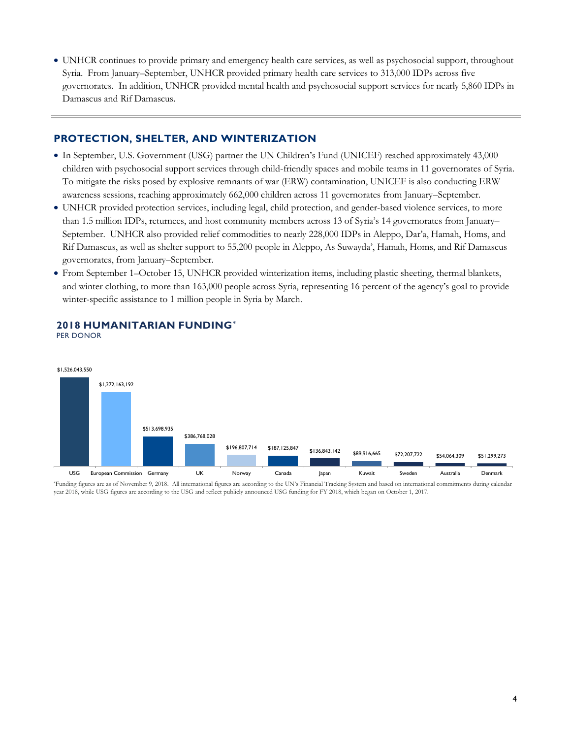- UNHCR continues to provide primary and emergency health care services, as well as psychosocial support, throughout Syria. From January–September, UNHCR provided primary health care services to 313,000 IDPs across five governorates. In addition, UNHCR provided mental health and psychosocial support services for nearly 5,860 IDPs in Damascus and Rif Damascus.

## PROTECTION, SHELTER, AND WINTERIZATION

- In September, U.S. Government (USG) partner the UN Children's Fund (UNICEF) reached approximately 43,000 children with psychosocial support services through child-friendly spaces and mobile teams in 11 governorates of Syria. To mitigate the risks posed by explosive remnants of war (ERW) contamination, UNICEF is also conducting ERW awareness sessions, reaching approximately 662,000 children across 11 governorates from January–September.
- UNHCR provided protection services, including legal, child protection, and gender-based violence services, to more than 1.5 million IDPs, returnees, and host community members across 13 of Syria's 14 governorates from January–September. UNHCR also provided relief commodities to nearly 228,000 IDPs in Aleppo, Dar'a, Hamah, Homs, and Rif Damascus, as well as shelter support to 55,200 people in Aleppo, As Suwayda', Hamah, Homs, and Rif Damascus governorates, from January–September.
- From September 1–October 15, UNHCR provided winterization items, including plastic sheeting, thermal blankets, and winter clothing, to more than 163,000 people across Syria, representing 16 percent of the agency's goal to provide winter-specific assistance to 1 million people in Syria by March.

## 2018 HUMANITARIAN FUNDING*

PER DONOR

| Donor | Funding |
|---|---|
| USG | $1,526,043,550 |
| European Commission | $1,272,163,192 |
| Germany | $513,698,935 |
| UK | $386,768,028 |
| Norway | $196,807,714 |
| Canada | $187,125,847 |
| Japan | $136,843,142 |
| Kuwait | $89,916,665 |
| Sweden | $72,207,722 |
| Australia | $54,064,309 |
| Denmark | $51,299,273 |

*Funding figures are as of November 9, 2018. All international figures are according to the UN's Financial Tracking System and based on international commitments during calendar year 2018, while USG figures are according to the USG and reflect publicly announced USG funding for FY 2018, which began on October 1, 2017.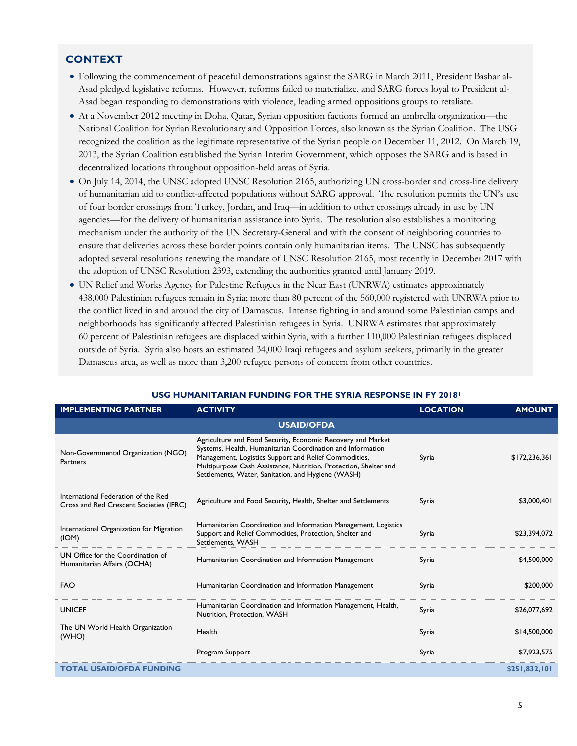## CONTEXT

- Following the commencement of peaceful demonstrations against the SARG in March 2011, President Bashar al-Asad pledged legislative reforms. However, reforms failed to materialize, and SARG forces loyal to President al-Asad began responding to demonstrations with violence, leading armed oppositions groups to retaliate.
- At a November 2012 meeting in Doha, Qatar, Syrian opposition factions formed an umbrella organization—the National Coalition for Syrian Revolutionary and Opposition Forces, also known as the Syrian Coalition. The USG recognized the coalition as the legitimate representative of the Syrian people on December 11, 2012. On March 19, 2013, the Syrian Coalition established the Syrian Interim Government, which opposes the SARG and is based in decentralized locations throughout opposition-held areas of Syria.
- On July 14, 2014, the UNSC adopted UNSC Resolution 2165, authorizing UN cross-border and cross-line delivery of humanitarian aid to conflict-affected populations without SARG approval. The resolution permits the UN's use of four border crossings from Turkey, Jordan, and Iraq—in addition to other crossings already in use by UN agencies—for the delivery of humanitarian assistance into Syria. The resolution also establishes a monitoring mechanism under the authority of the UN Secretary-General and with the consent of neighboring countries to ensure that deliveries across these border points contain only humanitarian items. The UNSC has subsequently adopted several resolutions renewing the mandate of UNSC Resolution 2165, most recently in December 2017 with the adoption of UNSC Resolution 2393, extending the authorities granted until January 2019.
- UN Relief and Works Agency for Palestine Refugees in the Near East (UNRWA) estimates approximately 438,000 Palestinian refugees remain in Syria; more than 80 percent of the 560,000 registered with UNRWA prior to the conflict lived in and around the city of Damascus. Intense fighting in and around some Palestinian camps and neighborhoods has significantly affected Palestinian refugees in Syria. UNRWA estimates that approximately 60 percent of Palestinian refugees are displaced within Syria, with a further 110,000 Palestinian refugees displaced outside of Syria. Syria also hosts an estimated 34,000 Iraqi refugees and asylum seekers, primarily in the greater Damascus area, as well as more than 3,200 refugee persons of concern from other countries.

### USG HUMANITARIAN FUNDING FOR THE SYRIA RESPONSE IN FY 2018[1]

| IMPLEMENTING PARTNER | ACTIVITY | LOCATION | AMOUNT |
|---|---|---|---|
| **USAID/OFDA** | | | |
| Non-Governmental Organization (NGO) Partners | Agriculture and Food Security, Economic Recovery and Market Systems, Health, Humanitarian Coordination and Information Management, Logistics Support and Relief Commodities, Multipurpose Cash Assistance, Nutrition, Protection, Shelter and Settlements, Water, Sanitation, and Hygiene (WASH) | Syria | $172,236,361 |
| International Federation of the Red Cross and Red Crescent Societies (IFRC) | Agriculture and Food Security, Health, Shelter and Settlements | Syria | $3,000,401 |
| International Organization for Migration (IOM) | Humanitarian Coordination and Information Management, Logistics Support and Relief Commodities, Protection, Shelter and Settlements, WASH | Syria | $23,394,072 |
| UN Office for the Coordination of Humanitarian Affairs (OCHA) | Humanitarian Coordination and Information Management | Syria | $4,500,000 |
| FAO | Humanitarian Coordination and Information Management | Syria | $200,000 |
| UNICEF | Humanitarian Coordination and Information Management, Health, Nutrition, Protection, WASH | Syria | $26,077,692 |
| The UN World Health Organization (WHO) | Health | Syria | $14,500,000 |
| | Program Support | Syria | $7,923,575 |
| **TOTAL USAID/OFDA FUNDING** | | | **$251,832,101** |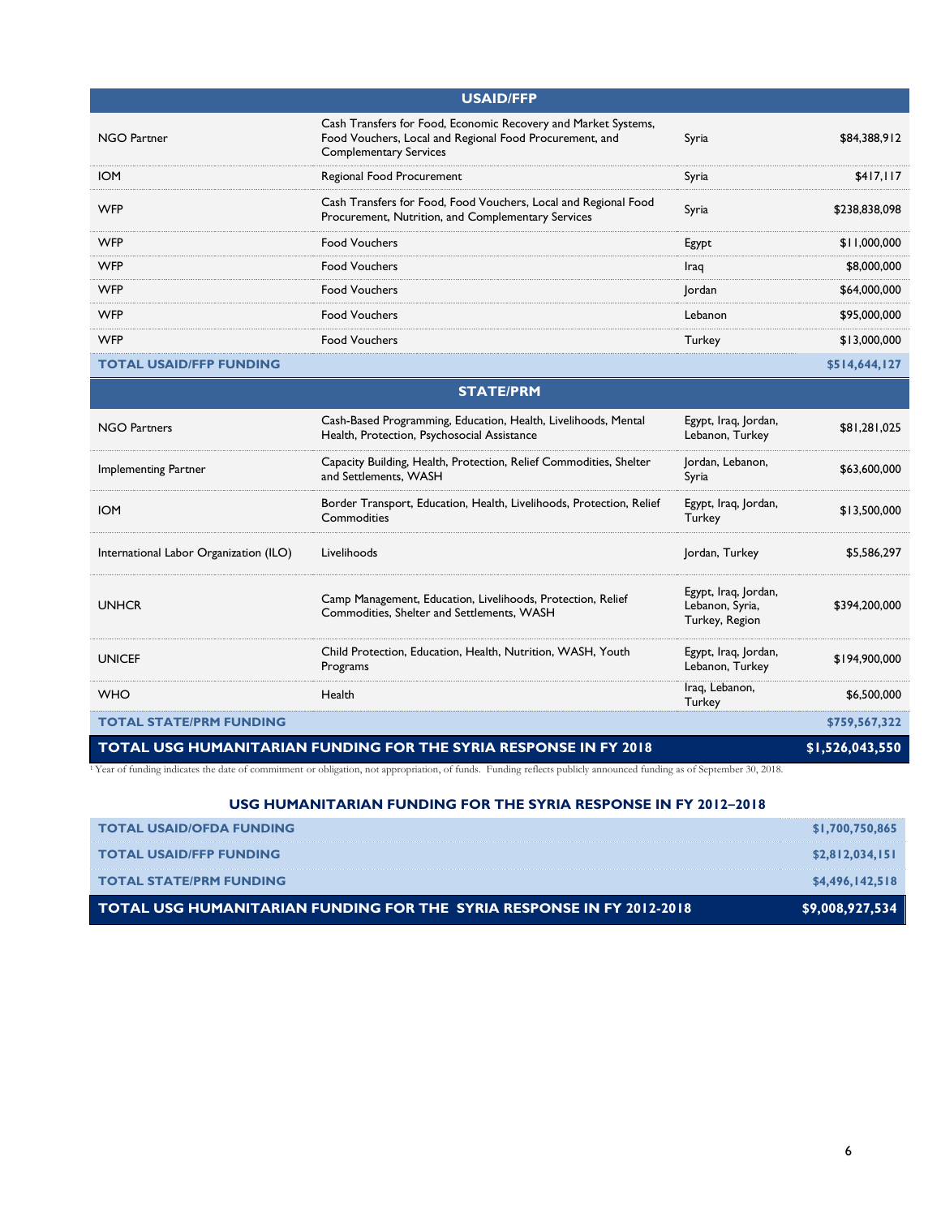| USAID/FFP | | | |
|---|---|---|---|
| NGO Partner | Cash Transfers for Food, Economic Recovery and Market Systems, Food Vouchers, Local and Regional Food Procurement, and Complementary Services | Syria | $84,388,912 |
| IOM | Regional Food Procurement | Syria | $417,117 |
| WFP | Cash Transfers for Food, Food Vouchers, Local and Regional Food Procurement, Nutrition, and Complementary Services | Syria | $238,838,098 |
| WFP | Food Vouchers | Egypt | $11,000,000 |
| WFP | Food Vouchers | Iraq | $8,000,000 |
| WFP | Food Vouchers | Jordan | $64,000,000 |
| WFP | Food Vouchers | Lebanon | $95,000,000 |
| WFP | Food Vouchers | Turkey | $13,000,000 |
| **TOTAL USAID/FFP FUNDING** | | | **$514,644,127** |
| **STATE/PRM** | | | |
| NGO Partners | Cash-Based Programming, Education, Health, Livelihoods, Mental Health, Protection, Psychosocial Assistance | Egypt, Iraq, Jordan, Lebanon, Turkey | $81,281,025 |
| Implementing Partner | Capacity Building, Health, Protection, Relief Commodities, Shelter and Settlements, WASH | Jordan, Lebanon, Syria | $63,600,000 |
| IOM | Border Transport, Education, Health, Livelihoods, Protection, Relief Commodities | Egypt, Iraq, Jordan, Turkey | $13,500,000 |
| International Labor Organization (ILO) | Livelihoods | Jordan, Turkey | $5,586,297 |
| UNHCR | Camp Management, Education, Livelihoods, Protection, Relief Commodities, Shelter and Settlements, WASH | Egypt, Iraq, Jordan, Lebanon, Syria, Turkey, Region | $394,200,000 |
| UNICEF | Child Protection, Education, Health, Nutrition, WASH, Youth Programs | Egypt, Iraq, Jordan, Lebanon, Turkey | $194,900,000 |
| WHO | Health | Iraq, Lebanon, Turkey | $6,500,000 |
| **TOTAL STATE/PRM FUNDING** | | | **$759,567,322** |
| **TOTAL USG HUMANITARIAN FUNDING FOR THE SYRIA RESPONSE IN FY 2018** | | | **$1,526,043,550** |

[1] Year of funding indicates the date of commitment or obligation, not appropriation, of funds. Funding reflects publicly announced funding as of September 30, 2018.

**USG HUMANITARIAN FUNDING FOR THE SYRIA RESPONSE IN FY 2012–2018**

| | |
|---|---|
| **TOTAL USAID/OFDA FUNDING** | **$1,700,750,865** |
| **TOTAL USAID/FFP FUNDING** | **$2,812,034,151** |
| **TOTAL STATE/PRM FUNDING** | **$4,496,142,518** |
| **TOTAL USG HUMANITARIAN FUNDING FOR THE SYRIA RESPONSE IN FY 2012-2018** | **$9,008,927,534** |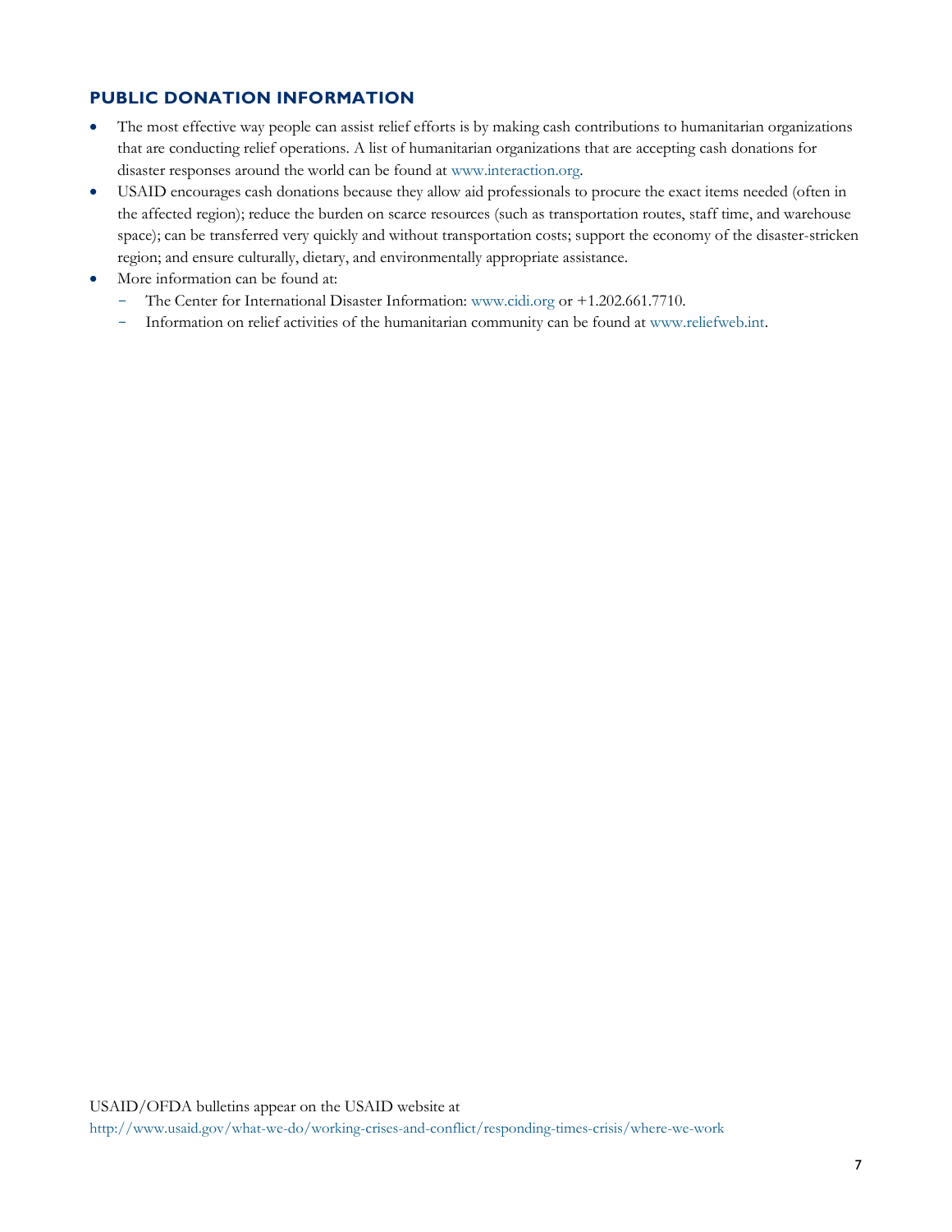## PUBLIC DONATION INFORMATION

- The most effective way people can assist relief efforts is by making cash contributions to humanitarian organizations that are conducting relief operations. A list of humanitarian organizations that are accepting cash donations for disaster responses around the world can be found at www.interaction.org.
- USAID encourages cash donations because they allow aid professionals to procure the exact items needed (often in the affected region); reduce the burden on scarce resources (such as transportation routes, staff time, and warehouse space); can be transferred very quickly and without transportation costs; support the economy of the disaster-stricken region; and ensure culturally, dietary, and environmentally appropriate assistance.
- More information can be found at:
  - The Center for International Disaster Information: www.cidi.org or +1.202.661.7710.
  - Information on relief activities of the humanitarian community can be found at www.reliefweb.int.

USAID/OFDA bulletins appear on the USAID website at
http://www.usaid.gov/what-we-do/working-crises-and-conflict/responding-times-crisis/where-we-work